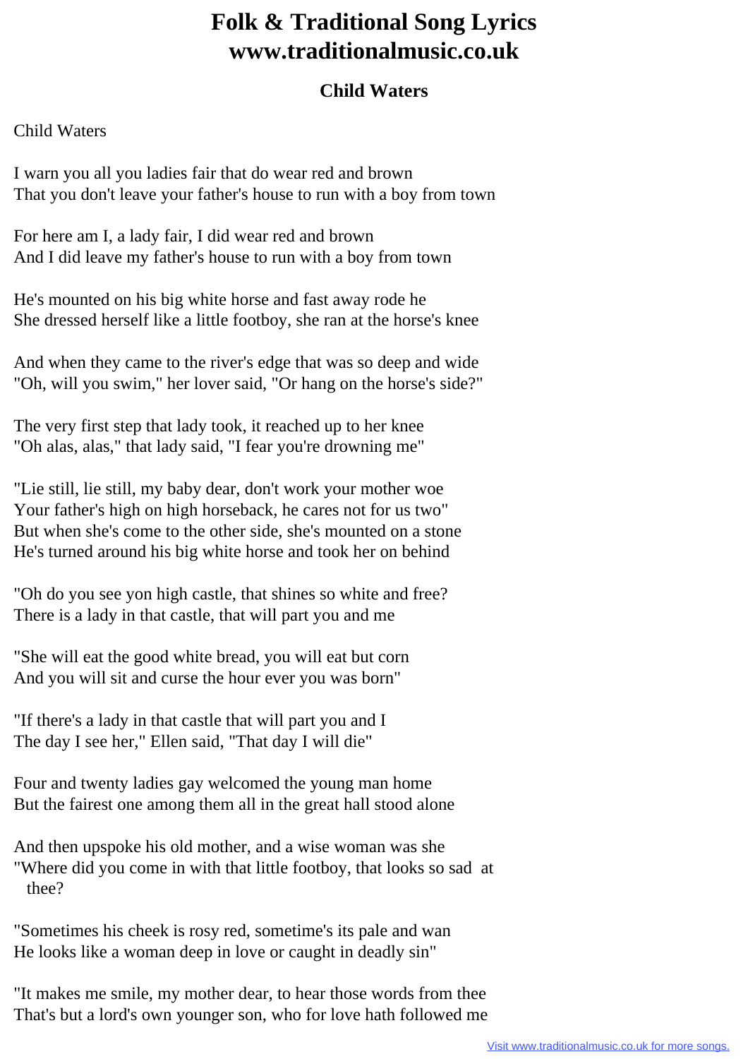# Folk & Traditional Song Lyrics
# www.traditionalmusic.co.uk

### Child Waters

Child Waters

I warn you all you ladies fair that do wear red and brown
That you don't leave your father's house to run with a boy from town

For here am I, a lady fair, I did wear red and brown
And I did leave my father's house to run with a boy from town

He's mounted on his big white horse and fast away rode he
She dressed herself like a little footboy, she ran at the horse's knee

And when they came to the river's edge that was so deep and wide
"Oh, will you swim," her lover said, "Or hang on the horse's side?"

The very first step that lady took, it reached up to her knee
"Oh alas, alas," that lady said, "I fear you're drowning me"

"Lie still, lie still, my baby dear, don't work your mother woe
Your father's high on high horseback, he cares not for us two"
But when she's come to the other side, she's mounted on a stone
He's turned around his big white horse and took her on behind

"Oh do you see yon high castle, that shines so white and free?
There is a lady in that castle, that will part you and me

"She will eat the good white bread, you will eat but corn
And you will sit and curse the hour ever you was born"

"If there's a lady in that castle that will part you and I
The day I see her," Ellen said, "That day I will die"

Four and twenty ladies gay welcomed the young man home
But the fairest one among them all in the great hall stood alone

And then upspoke his old mother, and a wise woman was she
"Where did you come in with that little footboy, that looks so sad at thee?

"Sometimes his cheek is rosy red, sometime's its pale and wan
He looks like a woman deep in love or caught in deadly sin"

"It makes me smile, my mother dear, to hear those words from thee
That's but a lord's own younger son, who for love hath followed me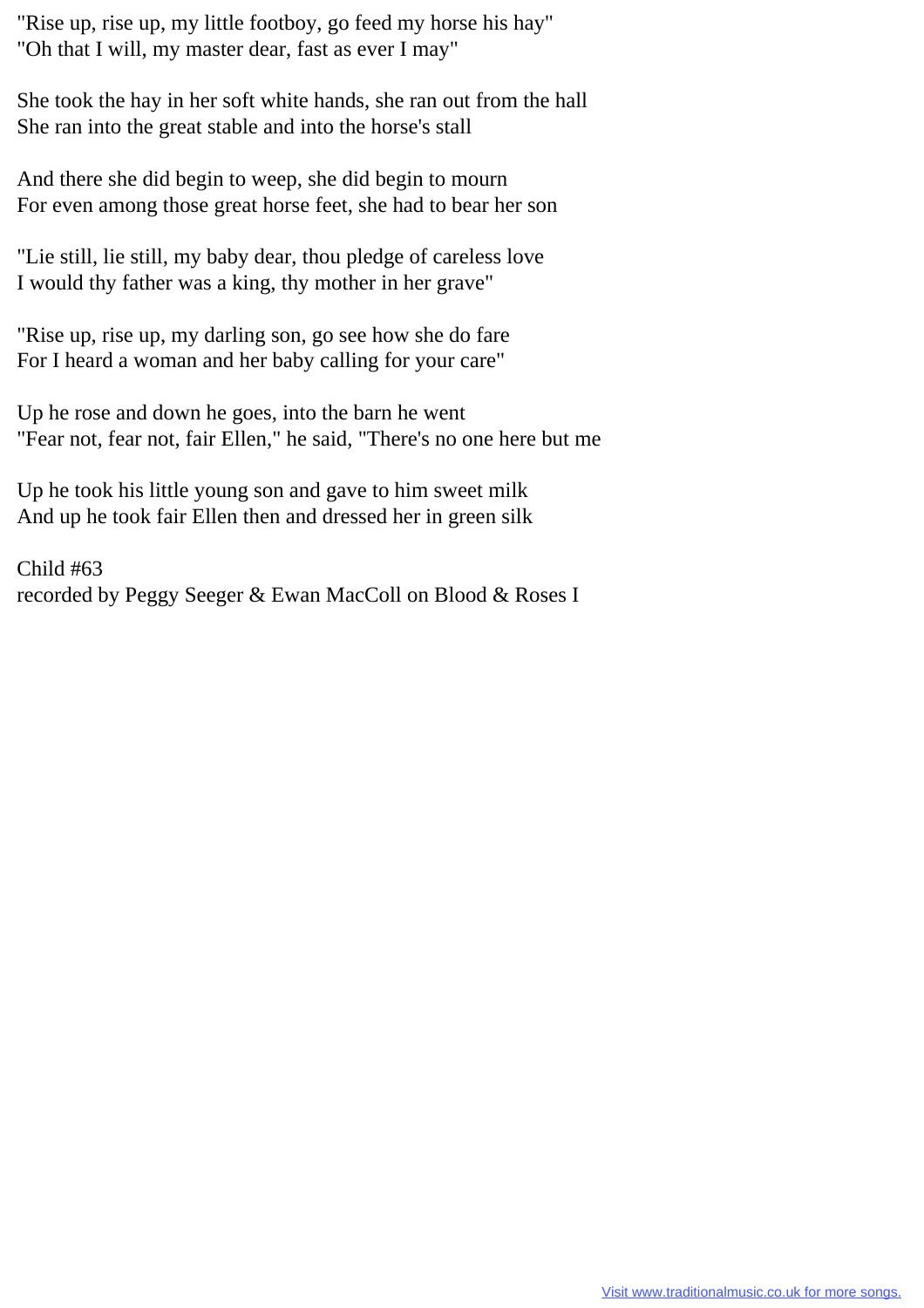"Rise up, rise up, my little footboy, go feed my horse his hay"
"Oh that I will, my master dear, fast as ever I may"

She took the hay in her soft white hands, she ran out from the hall
She ran into the great stable and into the horse's stall

And there she did begin to weep, she did begin to mourn
For even among those great horse feet, she had to bear her son

"Lie still, lie still, my baby dear, thou pledge of careless love
I would thy father was a king, thy mother in her grave"

"Rise up, rise up, my darling son, go see how she do fare
For I heard a woman and her baby calling for your care"

Up he rose and down he goes, into the barn he went
"Fear not, fear not, fair Ellen," he said, "There's no one here but me

Up he took his little young son and gave to him sweet milk
And up he took fair Ellen then and dressed her in green silk

Child #63
recorded by Peggy Seeger & Ewan MacColl on Blood & Roses I